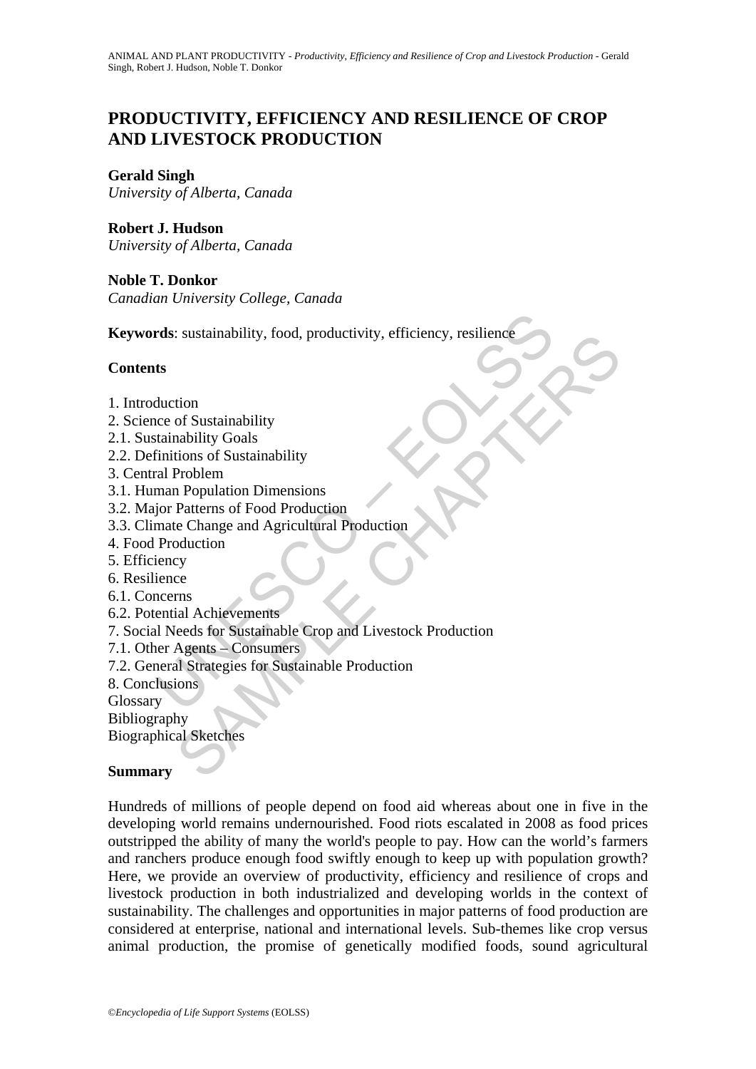# PRODUCTIVITY, EFFICIENCY AND RESILIENCE OF CROP AND LIVESTOCK PRODUCTION

**Gerald Singh**
*University of Alberta, Canada*

**Robert J. Hudson**
*University of Alberta, Canada*

**Noble T. Donkor**
*Canadian University College, Canada*

**Keywords**: sustainability, food, productivity, efficiency, resilience

## Contents

1. Introduction
2. Science of Sustainability
2.1. Sustainability Goals
2.2. Definitions of Sustainability
3. Central Problem
3.1. Human Population Dimensions
3.2. Major Patterns of Food Production
3.3. Climate Change and Agricultural Production
4. Food Production
5. Efficiency
6. Resilience
6.1. Concerns
6.2. Potential Achievements
7. Social Needs for Sustainable Crop and Livestock Production
7.1. Other Agents – Consumers
7.2. General Strategies for Sustainable Production
8. Conclusions
Glossary
Bibliography
Biographical Sketches

## Summary

Hundreds of millions of people depend on food aid whereas about one in five in the developing world remains undernourished. Food riots escalated in 2008 as food prices outstripped the ability of many the world's people to pay. How can the world's farmers and ranchers produce enough food swiftly enough to keep up with population growth? Here, we provide an overview of productivity, efficiency and resilience of crops and livestock production in both industrialized and developing worlds in the context of sustainability. The challenges and opportunities in major patterns of food production are considered at enterprise, national and international levels. Sub-themes like crop versus animal production, the promise of genetically modified foods, sound agricultural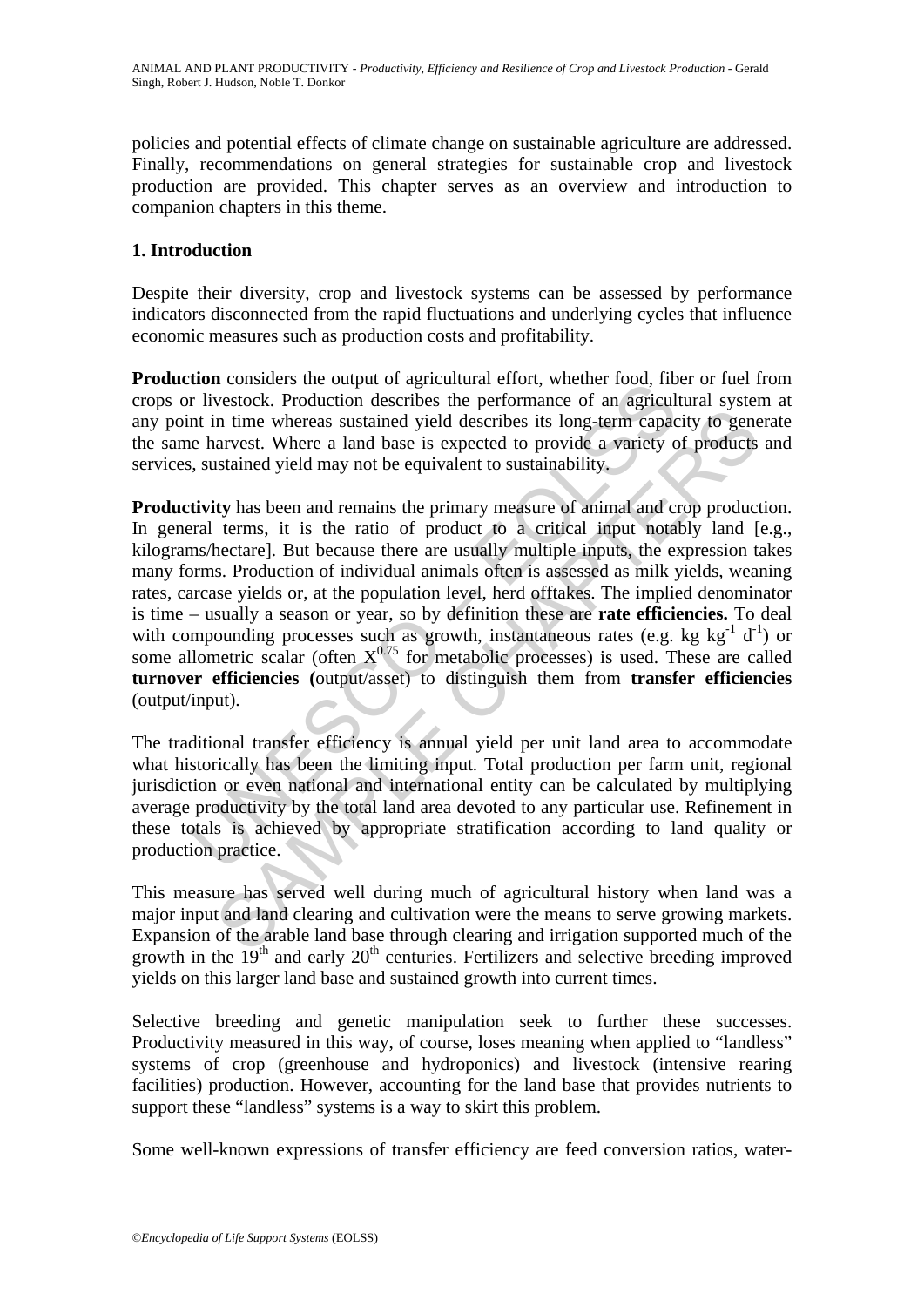policies and potential effects of climate change on sustainable agriculture are addressed. Finally, recommendations on general strategies for sustainable crop and livestock production are provided. This chapter serves as an overview and introduction to companion chapters in this theme.

## 1. Introduction

Despite their diversity, crop and livestock systems can be assessed by performance indicators disconnected from the rapid fluctuations and underlying cycles that influence economic measures such as production costs and profitability.

**Production** considers the output of agricultural effort, whether food, fiber or fuel from crops or livestock. Production describes the performance of an agricultural system at any point in time whereas sustained yield describes its long-term capacity to generate the same harvest. Where a land base is expected to provide a variety of products and services, sustained yield may not be equivalent to sustainability.

**Productivity** has been and remains the primary measure of animal and crop production. In general terms, it is the ratio of product to a critical input notably land [e.g., kilograms/hectare]. But because there are usually multiple inputs, the expression takes many forms. Production of individual animals often is assessed as milk yields, weaning rates, carcase yields or, at the population level, herd offtakes. The implied denominator is time – usually a season or year, so by definition these are **rate efficiencies.** To deal with compounding processes such as growth, instantaneous rates (e.g. kg $kg^{-1}$ $d^{-1}$) or some allometric scalar (often $X^{0.75}$ for metabolic processes) is used. These are called **turnover efficiencies (**output/asset) to distinguish them from **transfer efficiencies** (output/input).

The traditional transfer efficiency is annual yield per unit land area to accommodate what historically has been the limiting input. Total production per farm unit, regional jurisdiction or even national and international entity can be calculated by multiplying average productivity by the total land area devoted to any particular use. Refinement in these totals is achieved by appropriate stratification according to land quality or production practice.

This measure has served well during much of agricultural history when land was a major input and land clearing and cultivation were the means to serve growing markets. Expansion of the arable land base through clearing and irrigation supported much of the growth in the 19<sup>th</sup> and early 20<sup>th</sup> centuries. Fertilizers and selective breeding improved yields on this larger land base and sustained growth into current times.

Selective breeding and genetic manipulation seek to further these successes. Productivity measured in this way, of course, loses meaning when applied to "landless" systems of crop (greenhouse and hydroponics) and livestock (intensive rearing facilities) production. However, accounting for the land base that provides nutrients to support these "landless" systems is a way to skirt this problem.

Some well-known expressions of transfer efficiency are feed conversion ratios, water-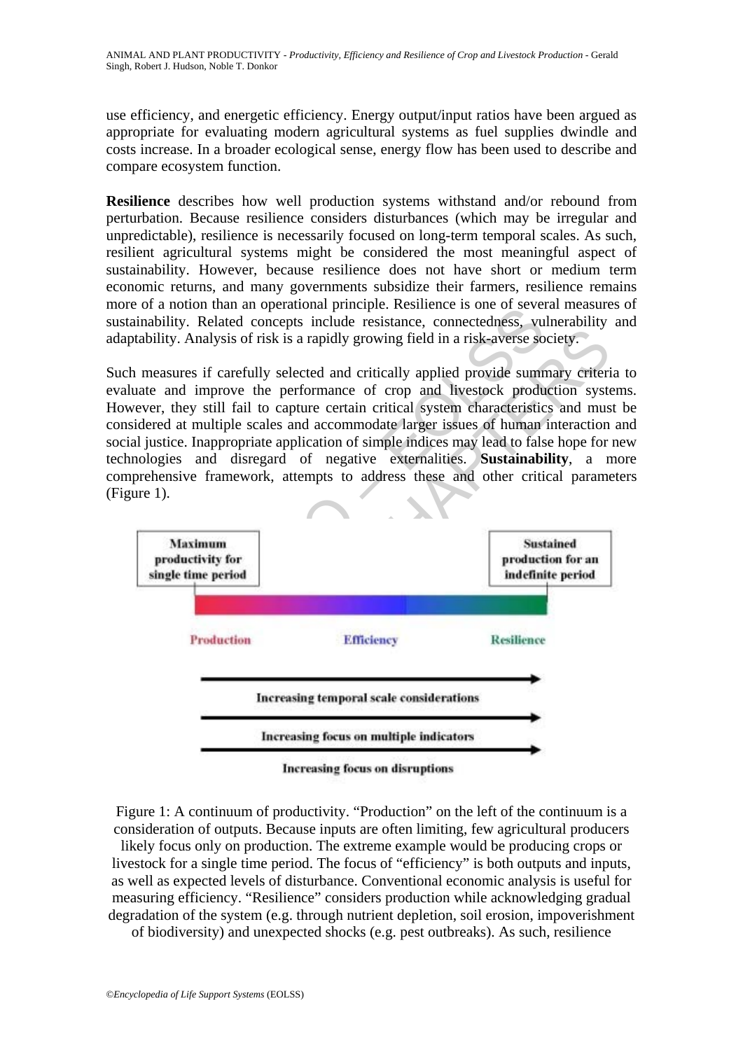use efficiency, and energetic efficiency. Energy output/input ratios have been argued as appropriate for evaluating modern agricultural systems as fuel supplies dwindle and costs increase. In a broader ecological sense, energy flow has been used to describe and compare ecosystem function.

**Resilience** describes how well production systems withstand and/or rebound from perturbation. Because resilience considers disturbances (which may be irregular and unpredictable), resilience is necessarily focused on long-term temporal scales. As such, resilient agricultural systems might be considered the most meaningful aspect of sustainability. However, because resilience does not have short or medium term economic returns, and many governments subsidize their farmers, resilience remains more of a notion than an operational principle. Resilience is one of several measures of sustainability. Related concepts include resistance, connectedness, vulnerability and adaptability. Analysis of risk is a rapidly growing field in a risk-averse society.

Such measures if carefully selected and critically applied provide summary criteria to evaluate and improve the performance of crop and livestock production systems. However, they still fail to capture certain critical system characteristics and must be considered at multiple scales and accommodate larger issues of human interaction and social justice. Inappropriate application of simple indices may lead to false hope for new technologies and disregard of negative externalities. **Sustainability**, a more comprehensive framework, attempts to address these and other critical parameters (Figure 1).

Maximum productivity for single time period

Sustained production for an indefinite period

Production — Efficiency — Resilience

Increasing temporal scale considerations

Increasing focus on multiple indicators

Increasing focus on disruptions

Figure 1: A continuum of productivity. "Production" on the left of the continuum is a consideration of outputs. Because inputs are often limiting, few agricultural producers likely focus only on production. The extreme example would be producing crops or livestock for a single time period. The focus of "efficiency" is both outputs and inputs, as well as expected levels of disturbance. Conventional economic analysis is useful for measuring efficiency. "Resilience" considers production while acknowledging gradual degradation of the system (e.g. through nutrient depletion, soil erosion, impoverishment of biodiversity) and unexpected shocks (e.g. pest outbreaks). As such, resilience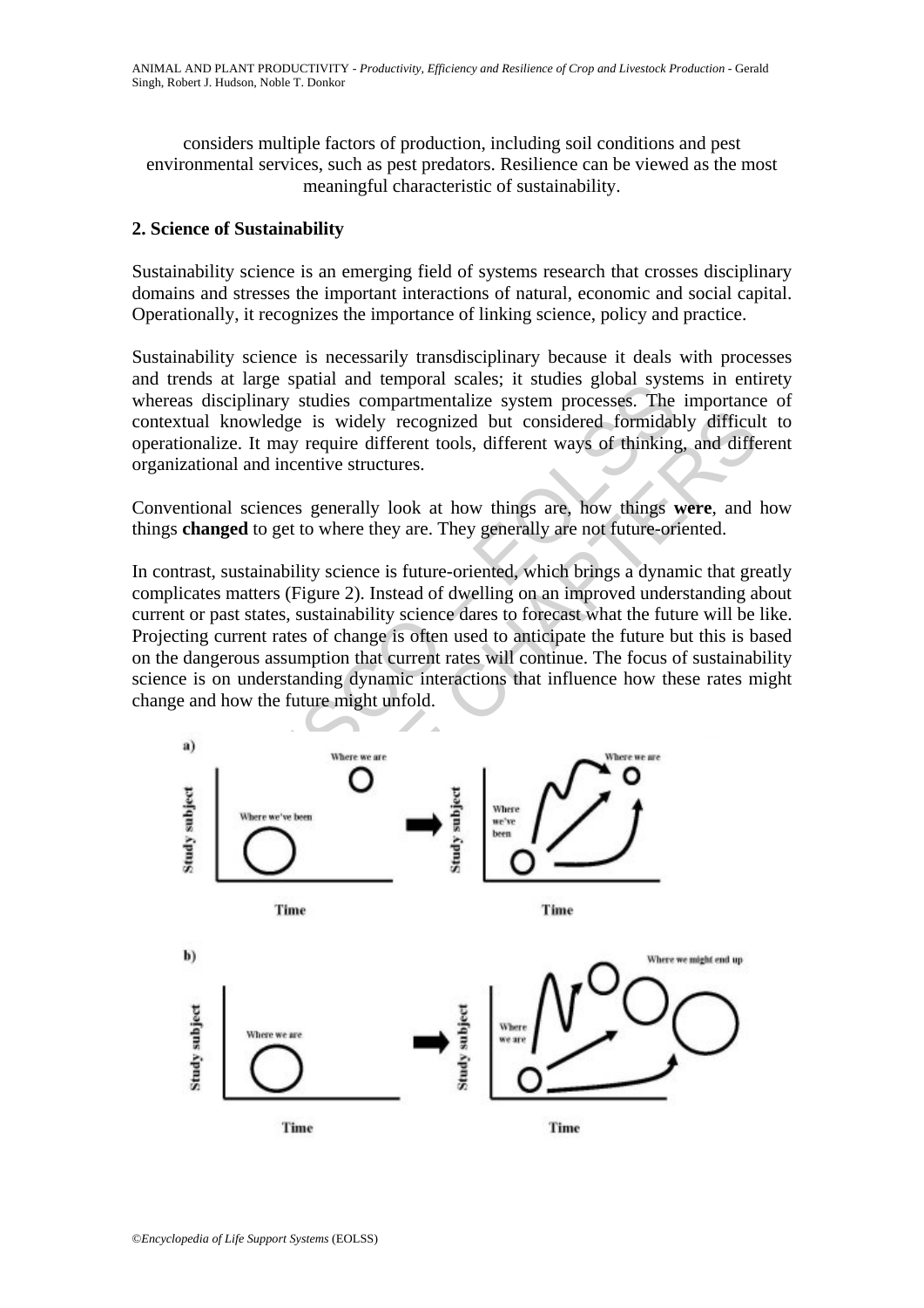considers multiple factors of production, including soil conditions and pest environmental services, such as pest predators. Resilience can be viewed as the most meaningful characteristic of sustainability.

## 2. Science of Sustainability

Sustainability science is an emerging field of systems research that crosses disciplinary domains and stresses the important interactions of natural, economic and social capital. Operationally, it recognizes the importance of linking science, policy and practice.

Sustainability science is necessarily transdisciplinary because it deals with processes and trends at large spatial and temporal scales; it studies global systems in entirety whereas disciplinary studies compartmentalize system processes. The importance of contextual knowledge is widely recognized but considered formidably difficult to operationalize. It may require different tools, different ways of thinking, and different organizational and incentive structures.

Conventional sciences generally look at how things are, how things **were**, and how things **changed** to get to where they are. They generally are not future-oriented.

In contrast, sustainability science is future-oriented, which brings a dynamic that greatly complicates matters (Figure 2). Instead of dwelling on an improved understanding about current or past states, sustainability science dares to forecast what the future will be like. Projecting current rates of change is often used to anticipate the future but this is based on the dangerous assumption that current rates will continue. The focus of sustainability science is on understanding dynamic interactions that influence how these rates might change and how the future might unfold.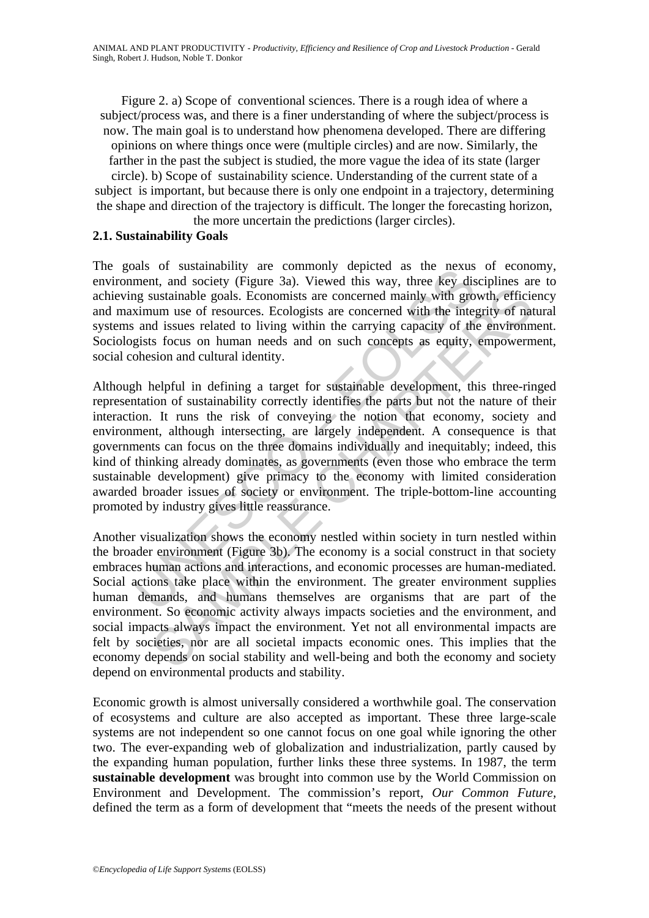Figure 2. a) Scope of conventional sciences. There is a rough idea of where a subject/process was, and there is a finer understanding of where the subject/process is now. The main goal is to understand how phenomena developed. There are differing opinions on where things once were (multiple circles) and are now. Similarly, the farther in the past the subject is studied, the more vague the idea of its state (larger circle). b) Scope of sustainability science. Understanding of the current state of a subject is important, but because there is only one endpoint in a trajectory, determining the shape and direction of the trajectory is difficult. The longer the forecasting horizon, the more uncertain the predictions (larger circles).

## 2.1. Sustainability Goals

The goals of sustainability are commonly depicted as the nexus of economy, environment, and society (Figure 3a). Viewed this way, three key disciplines are to achieving sustainable goals. Economists are concerned mainly with growth, efficiency and maximum use of resources. Ecologists are concerned with the integrity of natural systems and issues related to living within the carrying capacity of the environment. Sociologists focus on human needs and on such concepts as equity, empowerment, social cohesion and cultural identity.

Although helpful in defining a target for sustainable development, this three-ringed representation of sustainability correctly identifies the parts but not the nature of their interaction. It runs the risk of conveying the notion that economy, society and environment, although intersecting, are largely independent. A consequence is that governments can focus on the three domains individually and inequitably; indeed, this kind of thinking already dominates, as governments (even those who embrace the term sustainable development) give primacy to the economy with limited consideration awarded broader issues of society or environment. The triple-bottom-line accounting promoted by industry gives little reassurance.

Another visualization shows the economy nestled within society in turn nestled within the broader environment (Figure 3b). The economy is a social construct in that society embraces human actions and interactions, and economic processes are human-mediated. Social actions take place within the environment. The greater environment supplies human demands, and humans themselves are organisms that are part of the environment. So economic activity always impacts societies and the environment, and social impacts always impact the environment. Yet not all environmental impacts are felt by societies, nor are all societal impacts economic ones. This implies that the economy depends on social stability and well-being and both the economy and society depend on environmental products and stability.

Economic growth is almost universally considered a worthwhile goal. The conservation of ecosystems and culture are also accepted as important. These three large-scale systems are not independent so one cannot focus on one goal while ignoring the other two. The ever-expanding web of globalization and industrialization, partly caused by the expanding human population, further links these three systems. In 1987, the term **sustainable development** was brought into common use by the World Commission on Environment and Development. The commission's report, *Our Common Future*, defined the term as a form of development that "meets the needs of the present without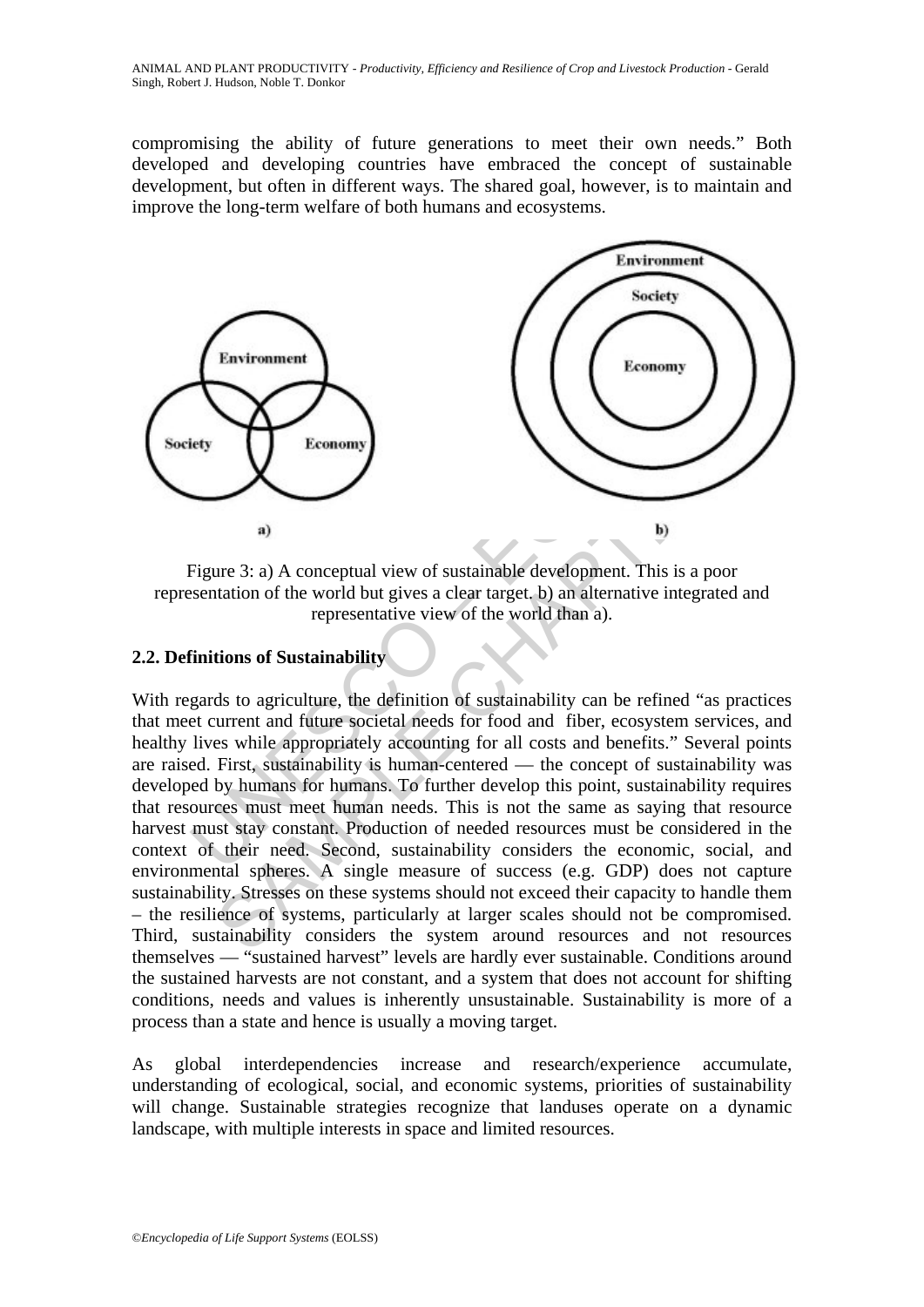compromising the ability of future generations to meet their own needs." Both developed and developing countries have embraced the concept of sustainable development, but often in different ways. The shared goal, however, is to maintain and improve the long-term welfare of both humans and ecosystems.

Figure 3: a) A conceptual view of sustainable development. This is a poor representation of the world but gives a clear target. b) an alternative integrated and representative view of the world than a).

## 2.2. Definitions of Sustainability

With regards to agriculture, the definition of sustainability can be refined "as practices that meet current and future societal needs for food and fiber, ecosystem services, and healthy lives while appropriately accounting for all costs and benefits." Several points are raised. First, sustainability is human-centered — the concept of sustainability was developed by humans for humans. To further develop this point, sustainability requires that resources must meet human needs. This is not the same as saying that resource harvest must stay constant. Production of needed resources must be considered in the context of their need. Second, sustainability considers the economic, social, and environmental spheres. A single measure of success (e.g. GDP) does not capture sustainability. Stresses on these systems should not exceed their capacity to handle them – the resilience of systems, particularly at larger scales should not be compromised. Third, sustainability considers the system around resources and not resources themselves — "sustained harvest" levels are hardly ever sustainable. Conditions around the sustained harvests are not constant, and a system that does not account for shifting conditions, needs and values is inherently unsustainable. Sustainability is more of a process than a state and hence is usually a moving target.

As global interdependencies increase and research/experience accumulate, understanding of ecological, social, and economic systems, priorities of sustainability will change. Sustainable strategies recognize that landuses operate on a dynamic landscape, with multiple interests in space and limited resources.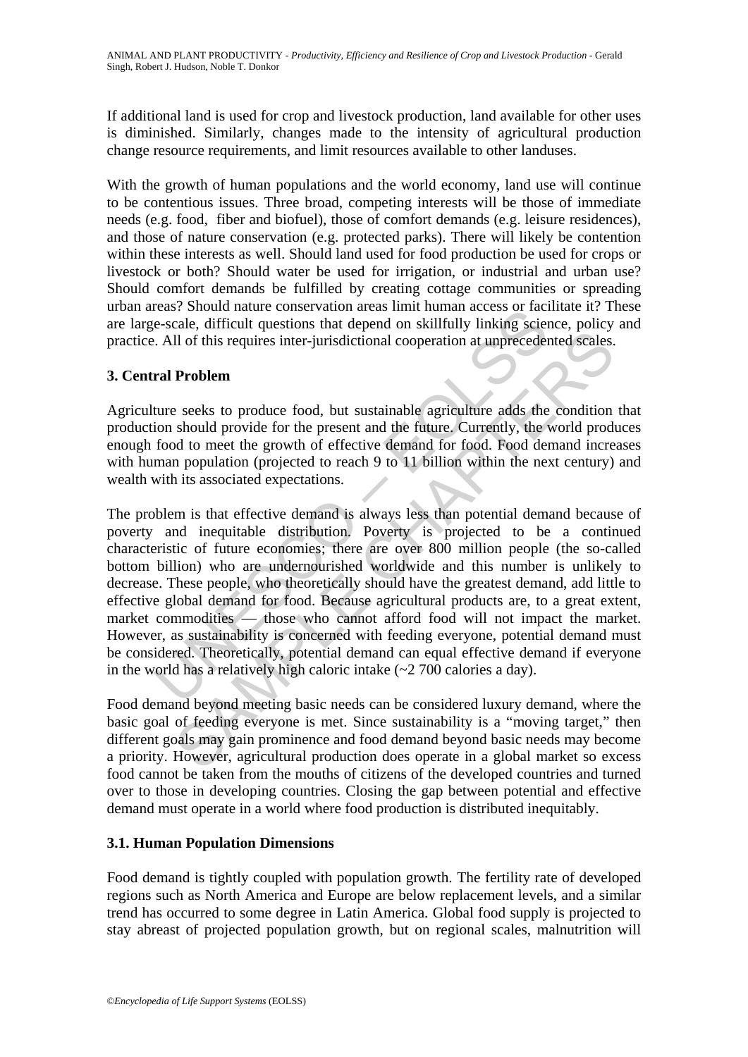If additional land is used for crop and livestock production, land available for other uses is diminished. Similarly, changes made to the intensity of agricultural production change resource requirements, and limit resources available to other landuses.

With the growth of human populations and the world economy, land use will continue to be contentious issues. Three broad, competing interests will be those of immediate needs (e.g. food, fiber and biofuel), those of comfort demands (e.g. leisure residences), and those of nature conservation (e.g. protected parks). There will likely be contention within these interests as well. Should land used for food production be used for crops or livestock or both? Should water be used for irrigation, or industrial and urban use? Should comfort demands be fulfilled by creating cottage communities or spreading urban areas? Should nature conservation areas limit human access or facilitate it? These are large-scale, difficult questions that depend on skillfully linking science, policy and practice. All of this requires inter-jurisdictional cooperation at unprecedented scales.

## 3. Central Problem

Agriculture seeks to produce food, but sustainable agriculture adds the condition that production should provide for the present and the future. Currently, the world produces enough food to meet the growth of effective demand for food. Food demand increases with human population (projected to reach 9 to 11 billion within the next century) and wealth with its associated expectations.

The problem is that effective demand is always less than potential demand because of poverty and inequitable distribution. Poverty is projected to be a continued characteristic of future economies; there are over 800 million people (the so-called bottom billion) who are undernourished worldwide and this number is unlikely to decrease. These people, who theoretically should have the greatest demand, add little to effective global demand for food. Because agricultural products are, to a great extent, market commodities — those who cannot afford food will not impact the market. However, as sustainability is concerned with feeding everyone, potential demand must be considered. Theoretically, potential demand can equal effective demand if everyone in the world has a relatively high caloric intake (~2 700 calories a day).

Food demand beyond meeting basic needs can be considered luxury demand, where the basic goal of feeding everyone is met. Since sustainability is a "moving target," then different goals may gain prominence and food demand beyond basic needs may become a priority. However, agricultural production does operate in a global market so excess food cannot be taken from the mouths of citizens of the developed countries and turned over to those in developing countries. Closing the gap between potential and effective demand must operate in a world where food production is distributed inequitably.

### 3.1. Human Population Dimensions

Food demand is tightly coupled with population growth. The fertility rate of developed regions such as North America and Europe are below replacement levels, and a similar trend has occurred to some degree in Latin America. Global food supply is projected to stay abreast of projected population growth, but on regional scales, malnutrition will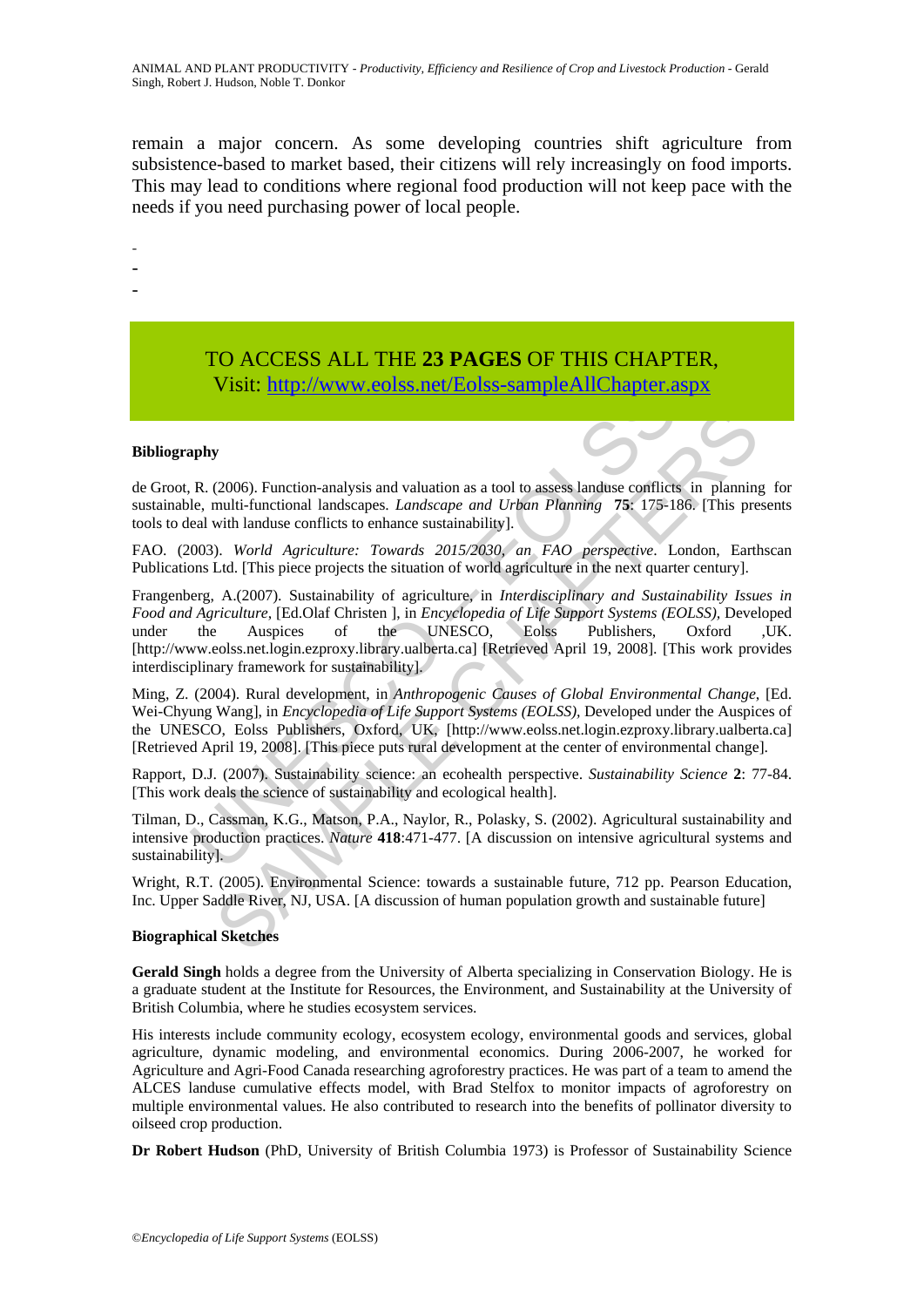remain a major concern. As some developing countries shift agriculture from subsistence-based to market based, their citizens will rely increasingly on food imports. This may lead to conditions where regional food production will not keep pace with the needs if you need purchasing power of local people.

-
-
-

TO ACCESS ALL THE **23 PAGES** OF THIS CHAPTER,
Visit: http://www.eolss.net/Eolss-sampleAllChapter.aspx

#### Bibliography

de Groot, R. (2006). Function-analysis and valuation as a tool to assess landuse conflicts in planning for sustainable, multi-functional landscapes. *Landscape and Urban Planning* **75**: 175-186. [This presents tools to deal with landuse conflicts to enhance sustainability].

FAO. (2003). *World Agriculture: Towards 2015/2030, an FAO perspective*. London, Earthscan Publications Ltd. [This piece projects the situation of world agriculture in the next quarter century].

Frangenberg, A.(2007). Sustainability of agriculture, in *Interdisciplinary and Sustainability Issues in Food and Agriculture*, [Ed.Olaf Christen ], in *Encyclopedia of Life Support Systems (EOLSS)*, Developed under the Auspices of the UNESCO, Eolss Publishers, Oxford ,UK. [http://www.eolss.net.login.ezproxy.library.ualberta.ca] [Retrieved April 19, 2008]. [This work provides interdisciplinary framework for sustainability].

Ming, Z. (2004). Rural development, in *Anthropogenic Causes of Global Environmental Change*, [Ed. Wei-Chyung Wang], in *Encyclopedia of Life Support Systems (EOLSS)*, Developed under the Auspices of the UNESCO, Eolss Publishers, Oxford, UK, [http://www.eolss.net.login.ezproxy.library.ualberta.ca] [Retrieved April 19, 2008]. [This piece puts rural development at the center of environmental change].

Rapport, D.J. (2007). Sustainability science: an ecohealth perspective. *Sustainability Science* **2**: 77-84. [This work deals the science of sustainability and ecological health].

Tilman, D., Cassman, K.G., Matson, P.A., Naylor, R., Polasky, S. (2002). Agricultural sustainability and intensive production practices. *Nature* **418**:471-477. [A discussion on intensive agricultural systems and sustainability].

Wright, R.T. (2005). Environmental Science: towards a sustainable future, 712 pp. Pearson Education, Inc. Upper Saddle River, NJ, USA. [A discussion of human population growth and sustainable future]

#### Biographical Sketches

**Gerald Singh** holds a degree from the University of Alberta specializing in Conservation Biology. He is a graduate student at the Institute for Resources, the Environment, and Sustainability at the University of British Columbia, where he studies ecosystem services.

His interests include community ecology, ecosystem ecology, environmental goods and services, global agriculture, dynamic modeling, and environmental economics. During 2006-2007, he worked for Agriculture and Agri-Food Canada researching agroforestry practices. He was part of a team to amend the ALCES landuse cumulative effects model, with Brad Stelfox to monitor impacts of agroforestry on multiple environmental values. He also contributed to research into the benefits of pollinator diversity to oilseed crop production.

**Dr Robert Hudson** (PhD, University of British Columbia 1973) is Professor of Sustainability Science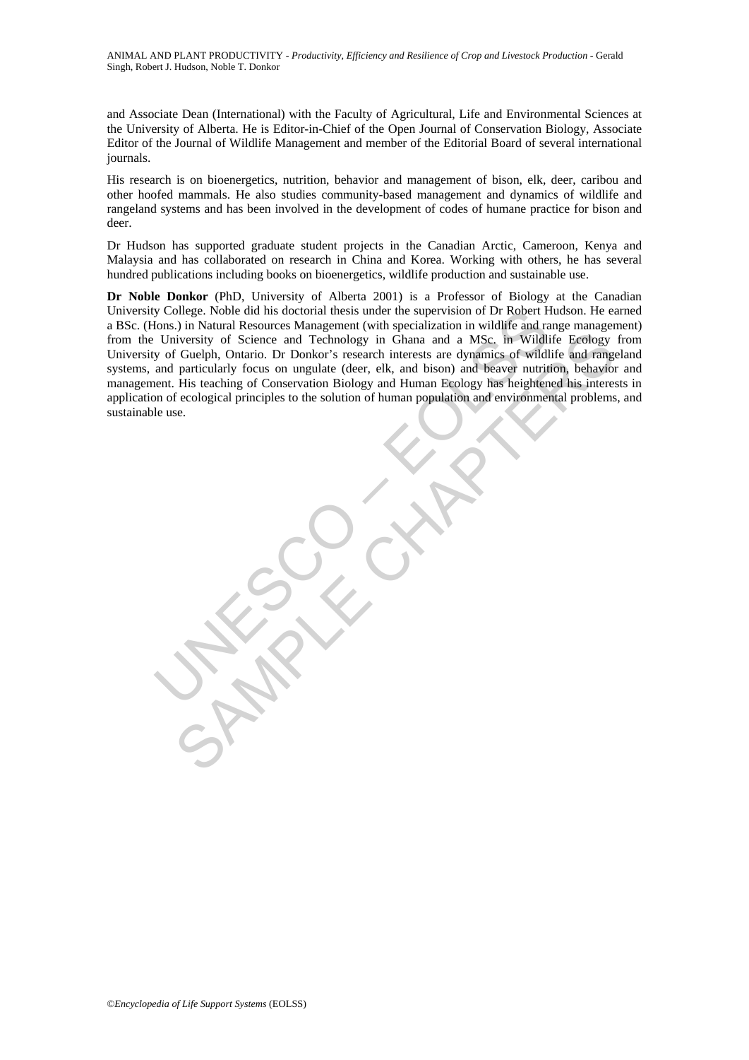and Associate Dean (International) with the Faculty of Agricultural, Life and Environmental Sciences at the University of Alberta. He is Editor-in-Chief of the Open Journal of Conservation Biology, Associate Editor of the Journal of Wildlife Management and member of the Editorial Board of several international journals.

His research is on bioenergetics, nutrition, behavior and management of bison, elk, deer, caribou and other hoofed mammals. He also studies community-based management and dynamics of wildlife and rangeland systems and has been involved in the development of codes of humane practice for bison and deer.

Dr Hudson has supported graduate student projects in the Canadian Arctic, Cameroon, Kenya and Malaysia and has collaborated on research in China and Korea. Working with others, he has several hundred publications including books on bioenergetics, wildlife production and sustainable use.

**Dr Noble Donkor** (PhD, University of Alberta 2001) is a Professor of Biology at the Canadian University College. Noble did his doctorial thesis under the supervision of Dr Robert Hudson. He earned a BSc. (Hons.) in Natural Resources Management (with specialization in wildlife and range management) from the University of Science and Technology in Ghana and a MSc. in Wildlife Ecology from University of Guelph, Ontario. Dr Donkor's research interests are dynamics of wildlife and rangeland systems, and particularly focus on ungulate (deer, elk, and bison) and beaver nutrition, behavior and management. His teaching of Conservation Biology and Human Ecology has heightened his interests in application of ecological principles to the solution of human population and environmental problems, and sustainable use.